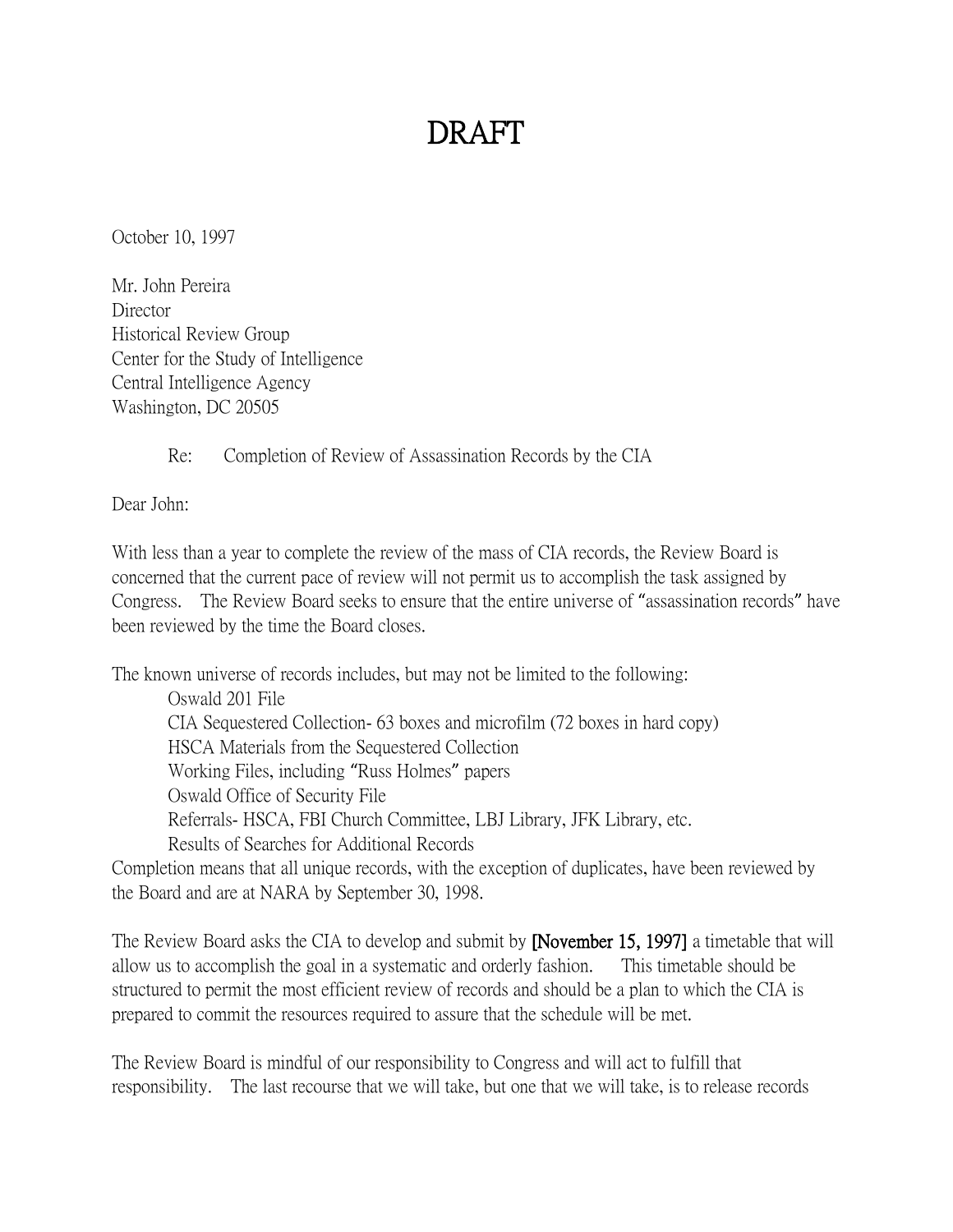# DRAFT

October 10, 1997

Mr. John Pereira
Director
Historical Review Group
Center for the Study of Intelligence
Central Intelligence Agency
Washington, DC 20505

Re: Completion of Review of Assassination Records by the CIA

Dear John:

With less than a year to complete the review of the mass of CIA records, the Review Board is concerned that the current pace of review will not permit us to accomplish the task assigned by Congress. The Review Board seeks to ensure that the entire universe of "assassination records" have been reviewed by the time the Board closes.

The known universe of records includes, but may not be limited to the following:

- Oswald 201 File
- CIA Sequestered Collection- 63 boxes and microfilm (72 boxes in hard copy)
- HSCA Materials from the Sequestered Collection
- Working Files, including "Russ Holmes" papers
- Oswald Office of Security File
- Referrals- HSCA, FBI Church Committee, LBJ Library, JFK Library, etc.
- Results of Searches for Additional Records

Completion means that all unique records, with the exception of duplicates, have been reviewed by the Board and are at NARA by September 30, 1998.

The Review Board asks the CIA to develop and submit by **[November 15, 1997]** a timetable that will allow us to accomplish the goal in a systematic and orderly fashion. This timetable should be structured to permit the most efficient review of records and should be a plan to which the CIA is prepared to commit the resources required to assure that the schedule will be met.

The Review Board is mindful of our responsibility to Congress and will act to fulfill that responsibility. The last recourse that we will take, but one that we will take, is to release records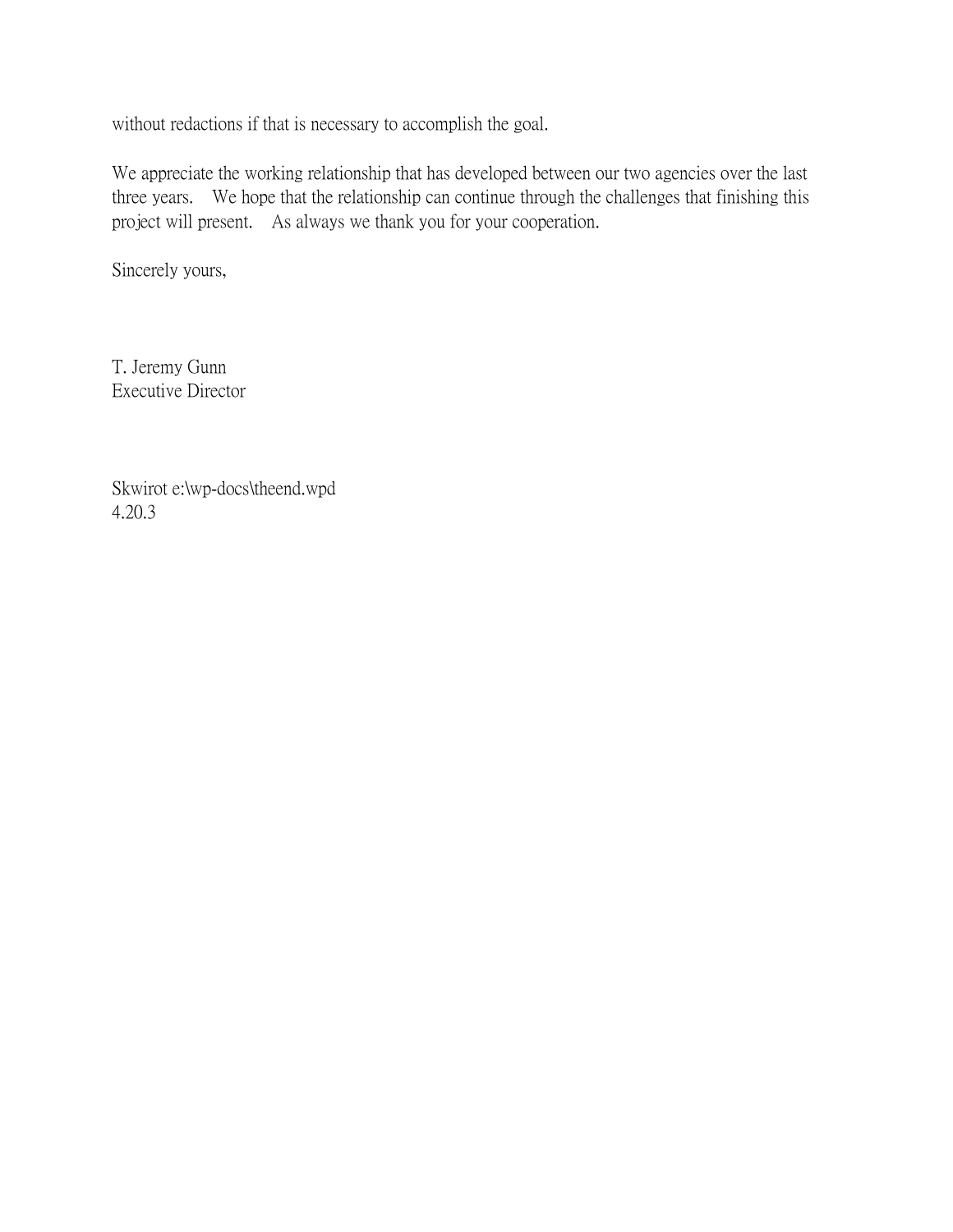without redactions if that is necessary to accomplish the goal.

We appreciate the working relationship that has developed between our two agencies over the last three years. We hope that the relationship can continue through the challenges that finishing this project will present. As always we thank you for your cooperation.

Sincerely yours,

T. Jeremy Gunn
Executive Director

Skwirot e:\wp-docs\theend.wpd
4.20.3